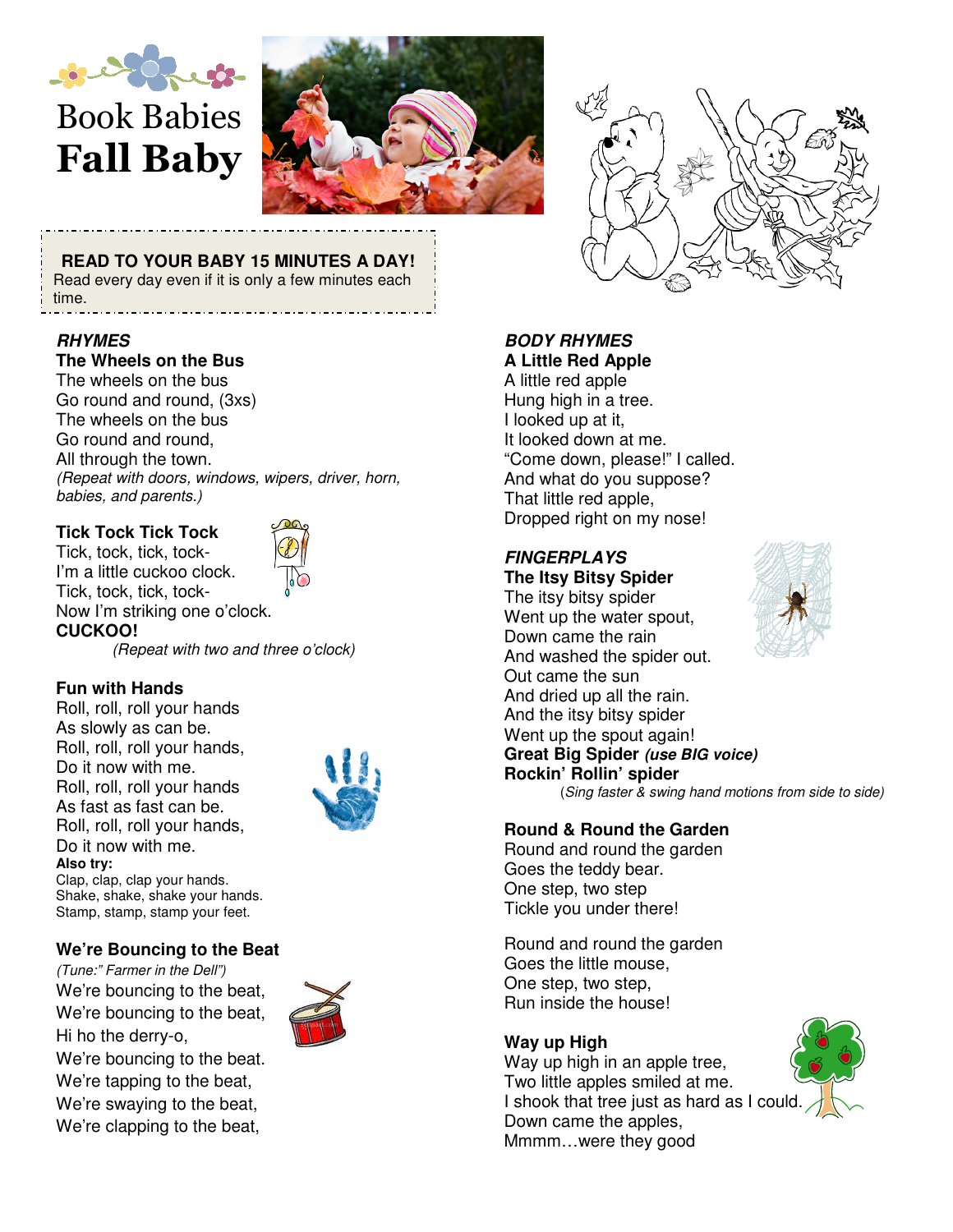# Book Babies
# Fall Baby

**READ TO YOUR BABY 15 MINUTES A DAY!**
Read every day even if it is only a few minutes each time.

## *RHYMES*

### The Wheels on the Bus

The wheels on the bus
Go round and round, (3xs)
The wheels on the bus
Go round and round,
All through the town.
*(Repeat with doors, windows, wipers, driver, horn, babies, and parents.)*

### Tick Tock Tick Tock

Tick, tock, tick, tock-
I'm a little cuckoo clock.
Tick, tock, tick, tock-
Now I'm striking one o'clock.
**CUCKOO!**
*(Repeat with two and three o'clock)*

### Fun with Hands

Roll, roll, roll your hands
As slowly as can be.
Roll, roll, roll your hands,
Do it now with me.
Roll, roll, roll your hands
As fast as can be.
Roll, roll, roll your hands,
Do it now with me.
**Also try:**
Clap, clap, clap your hands.
Shake, shake, shake your hands.
Stamp, stamp, stamp your feet.

### We're Bouncing to the Beat

*(Tune:" Farmer in the Dell")*
We're bouncing to the beat,
We're bouncing to the beat,
Hi ho the derry-o,
We're bouncing to the beat.
We're tapping to the beat,
We're swaying to the beat,
We're clapping to the beat,

## *BODY RHYMES*

### A Little Red Apple

A little red apple
Hung high in a tree.
I looked up at it,
It looked down at me.
"Come down, please!" I called.
And what do you suppose?
That little red apple,
Dropped right on my nose!

## *FINGERPLAYS*

### The Itsy Bitsy Spider

The itsy bitsy spider
Went up the water spout,
Down came the rain
And washed the spider out.
Out came the sun
And dried up all the rain.
And the itsy bitsy spider
Went up the spout again!
**Great Big Spider** ***(use BIG voice)***
**Rockin' Rollin' spider**
*(Sing faster & swing hand motions from side to side)*

### Round & Round the Garden

Round and round the garden
Goes the teddy bear.
One step, two step
Tickle you under there!

Round and round the garden
Goes the little mouse,
One step, two step,
Run inside the house!

### Way up High

Way up high in an apple tree,
Two little apples smiled at me.
I shook that tree just as hard as I could.
Down came the apples,
Mmmm…were they good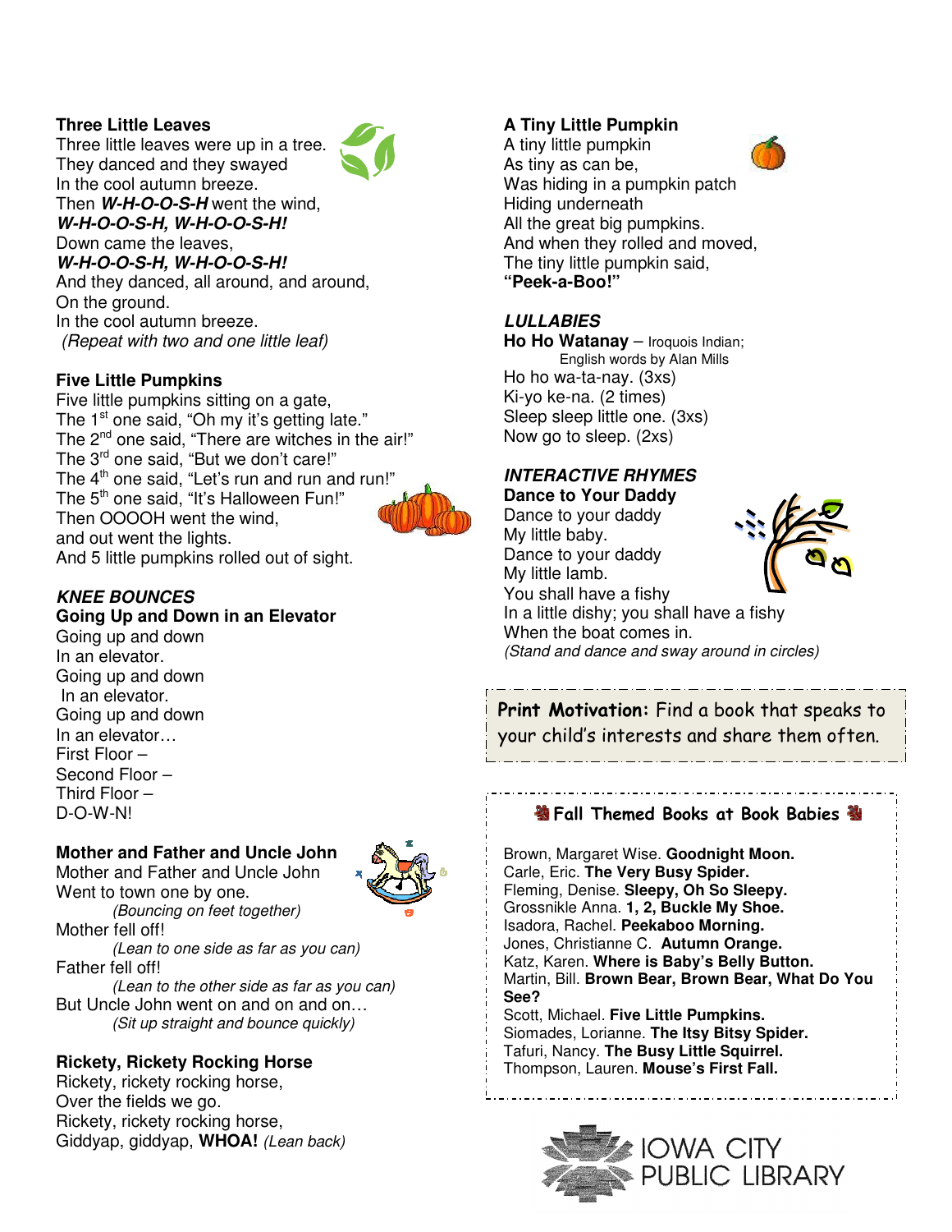### Three Little Leaves

Three little leaves were up in a tree.
They danced and they swayed
In the cool autumn breeze.
Then ***W-H-O-O-S-H*** went the wind,
***W-H-O-O-S-H, W-H-O-O-S-H!***
Down came the leaves,
***W-H-O-O-S-H, W-H-O-O-S-H!***
And they danced, all around, and around,
On the ground.
In the cool autumn breeze.
*(Repeat with two and one little leaf)*

### Five Little Pumpkins

Five little pumpkins sitting on a gate,
The 1st one said, "Oh my it's getting late."
The 2nd one said, "There are witches in the air!"
The 3rd one said, "But we don't care!"
The 4th one said, "Let's run and run and run!"
The 5th one said, "It's Halloween Fun!"
Then OOOOH went the wind,
and out went the lights.
And 5 little pumpkins rolled out of sight.

## *KNEE BOUNCES*

### Going Up and Down in an Elevator

Going up and down
In an elevator.
Going up and down
In an elevator.
Going up and down
In an elevator…
First Floor –
Second Floor –
Third Floor –
D-O-W-N!

### Mother and Father and Uncle John

Mother and Father and Uncle John
Went to town one by one.
*(Bouncing on feet together)*
Mother fell off!
*(Lean to one side as far as you can)*
Father fell off!
*(Lean to the other side as far as you can)*
But Uncle John went on and on and on…
*(Sit up straight and bounce quickly)*

### Rickety, Rickety Rocking Horse

Rickety, rickety rocking horse,
Over the fields we go.
Rickety, rickety rocking horse,
Giddyap, giddyap, **WHOA!** *(Lean back)*

### A Tiny Little Pumpkin

A tiny little pumpkin
As tiny as can be,
Was hiding in a pumpkin patch
Hiding underneath
All the great big pumpkins.
And when they rolled and moved,
The tiny little pumpkin said,
**"Peek-a-Boo!"**

## *LULLABIES*

**Ho Ho Watanay** – Iroquois Indian;
English words by Alan Mills

Ho ho wa-ta-nay. (3xs)
Ki-yo ke-na. (2 times)
Sleep sleep little one. (3xs)
Now go to sleep. (2xs)

## *INTERACTIVE RHYMES*

### Dance to Your Daddy

Dance to your daddy
My little baby.
Dance to your daddy
My little lamb.
You shall have a fishy
In a little dishy; you shall have a fishy
When the boat comes in.
*(Stand and dance and sway around in circles)*

**Print Motivation:** Find a book that speaks to your child's interests and share them often.

### Fall Themed Books at Book Babies

Brown, Margaret Wise. **Goodnight Moon.**
Carle, Eric. **The Very Busy Spider.**
Fleming, Denise. **Sleepy, Oh So Sleepy.**
Grossnikle Anna. **1, 2, Buckle My Shoe.**
Isadora, Rachel. **Peekaboo Morning.**
Jones, Christianne C. **Autumn Orange.**
Katz, Karen. **Where is Baby's Belly Button.**
Martin, Bill. **Brown Bear, Brown Bear, What Do You See?**
Scott, Michael. **Five Little Pumpkins.**
Siomades, Lorianne. **The Itsy Bitsy Spider.**
Tafuri, Nancy. **The Busy Little Squirrel.**
Thompson, Lauren. **Mouse's First Fall.**

IOWA CITY PUBLIC LIBRARY